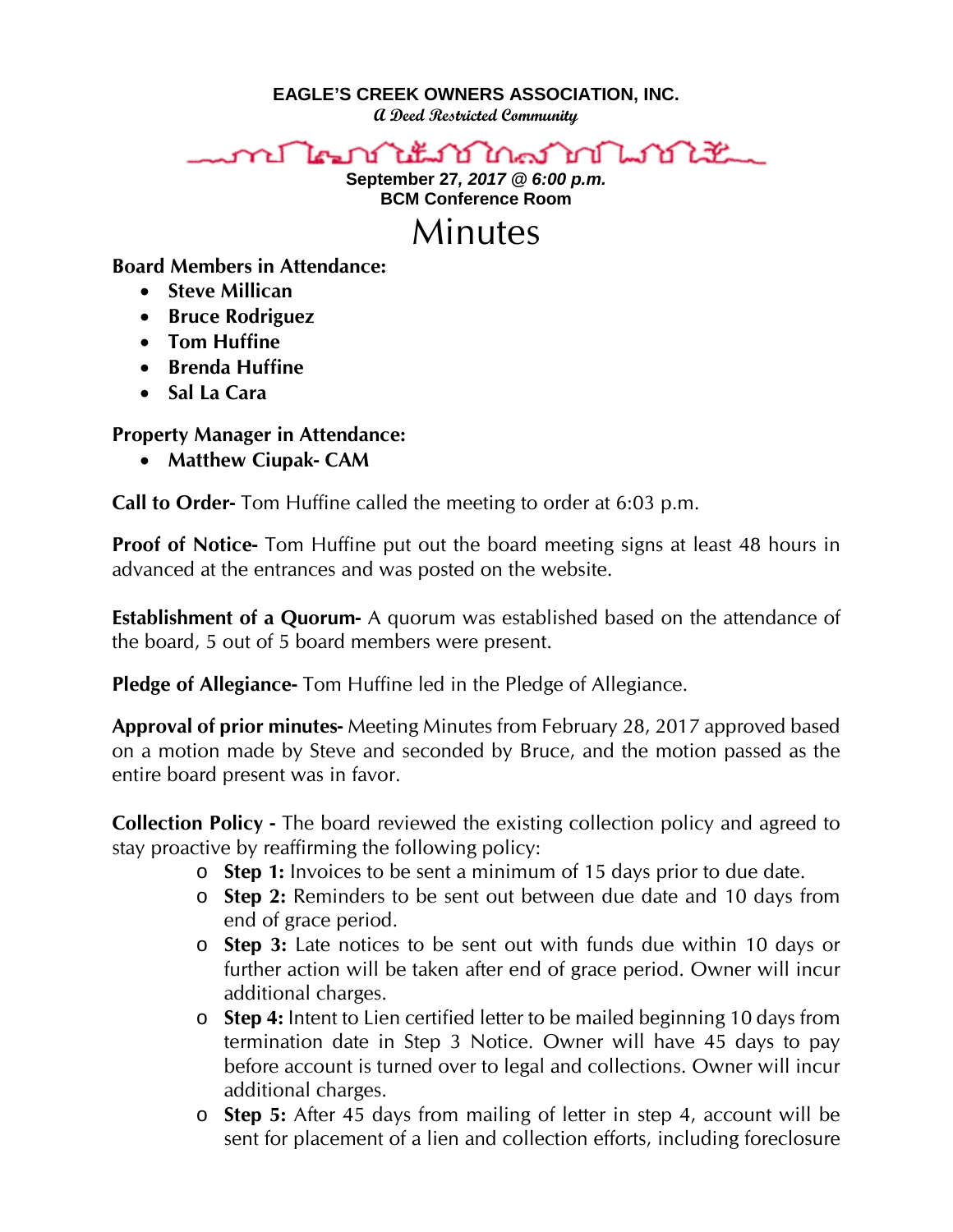**EAGLE'S CREEK OWNERS ASSOCIATION, INC.**

***A Deed Restricted Community***

**September 27, *2017 @ 6:00 p.m.***
**BCM Conference Room**

# Minutes

**Board Members in Attendance:**

- **Steve Millican**
- **Bruce Rodriguez**
- **Tom Huffine**
- **Brenda Huffine**
- **Sal La Cara**

**Property Manager in Attendance:**

- **Matthew Ciupak- CAM**

**Call to Order-** Tom Huffine called the meeting to order at 6:03 p.m.

**Proof of Notice-** Tom Huffine put out the board meeting signs at least 48 hours in advanced at the entrances and was posted on the website.

**Establishment of a Quorum-** A quorum was established based on the attendance of the board, 5 out of 5 board members were present.

**Pledge of Allegiance-** Tom Huffine led in the Pledge of Allegiance.

**Approval of prior minutes-** Meeting Minutes from February 28, 2017 approved based on a motion made by Steve and seconded by Bruce, and the motion passed as the entire board present was in favor.

**Collection Policy -** The board reviewed the existing collection policy and agreed to stay proactive by reaffirming the following policy:

- **Step 1:** Invoices to be sent a minimum of 15 days prior to due date.
- **Step 2:** Reminders to be sent out between due date and 10 days from end of grace period.
- **Step 3:** Late notices to be sent out with funds due within 10 days or further action will be taken after end of grace period. Owner will incur additional charges.
- **Step 4:** Intent to Lien certified letter to be mailed beginning 10 days from termination date in Step 3 Notice. Owner will have 45 days to pay before account is turned over to legal and collections. Owner will incur additional charges.
- **Step 5:** After 45 days from mailing of letter in step 4, account will be sent for placement of a lien and collection efforts, including foreclosure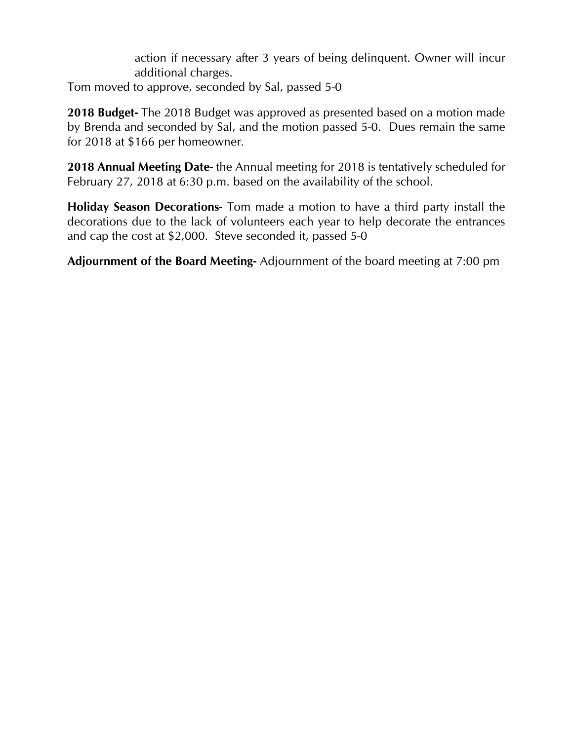action if necessary after 3 years of being delinquent. Owner will incur additional charges.

Tom moved to approve, seconded by Sal, passed 5-0

**2018 Budget-** The 2018 Budget was approved as presented based on a motion made by Brenda and seconded by Sal, and the motion passed 5-0. Dues remain the same for 2018 at $166 per homeowner.

**2018 Annual Meeting Date-** the Annual meeting for 2018 is tentatively scheduled for February 27, 2018 at 6:30 p.m. based on the availability of the school.

**Holiday Season Decorations-** Tom made a motion to have a third party install the decorations due to the lack of volunteers each year to help decorate the entrances and cap the cost at $2,000. Steve seconded it, passed 5-0

**Adjournment of the Board Meeting-** Adjournment of the board meeting at 7:00 pm